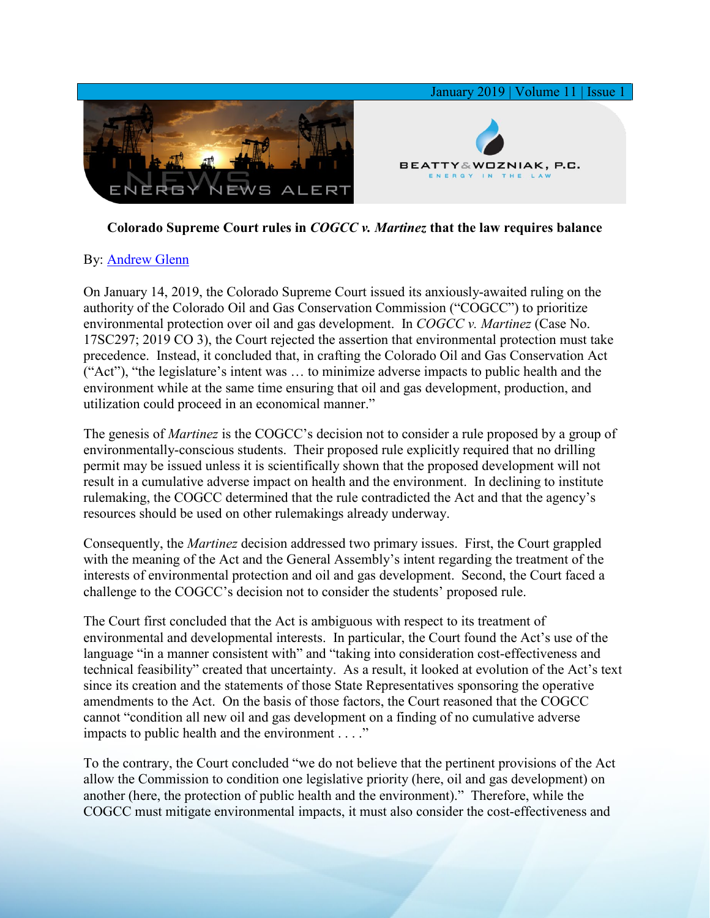**Colorado Supreme Court rules in *COGCC v. Martinez* that the law requires balance**

By: [Andrew Glenn]()

On January 14, 2019, the Colorado Supreme Court issued its anxiously-awaited ruling on the authority of the Colorado Oil and Gas Conservation Commission ("COGCC") to prioritize environmental protection over oil and gas development. In *COGCC v. Martinez* (Case No. 17SC297; 2019 CO 3), the Court rejected the assertion that environmental protection must take precedence. Instead, it concluded that, in crafting the Colorado Oil and Gas Conservation Act ("Act"), "the legislature's intent was … to minimize adverse impacts to public health and the environment while at the same time ensuring that oil and gas development, production, and utilization could proceed in an economical manner."

The genesis of *Martinez* is the COGCC's decision not to consider a rule proposed by a group of environmentally-conscious students. Their proposed rule explicitly required that no drilling permit may be issued unless it is scientifically shown that the proposed development will not result in a cumulative adverse impact on health and the environment. In declining to institute rulemaking, the COGCC determined that the rule contradicted the Act and that the agency's resources should be used on other rulemakings already underway.

Consequently, the *Martinez* decision addressed two primary issues. First, the Court grappled with the meaning of the Act and the General Assembly's intent regarding the treatment of the interests of environmental protection and oil and gas development. Second, the Court faced a challenge to the COGCC's decision not to consider the students' proposed rule.

The Court first concluded that the Act is ambiguous with respect to its treatment of environmental and developmental interests. In particular, the Court found the Act's use of the language "in a manner consistent with" and "taking into consideration cost-effectiveness and technical feasibility" created that uncertainty. As a result, it looked at evolution of the Act's text since its creation and the statements of those State Representatives sponsoring the operative amendments to the Act. On the basis of those factors, the Court reasoned that the COGCC cannot "condition all new oil and gas development on a finding of no cumulative adverse impacts to public health and the environment . . . ."

To the contrary, the Court concluded "we do not believe that the pertinent provisions of the Act allow the Commission to condition one legislative priority (here, oil and gas development) on another (here, the protection of public health and the environment)." Therefore, while the COGCC must mitigate environmental impacts, it must also consider the cost-effectiveness and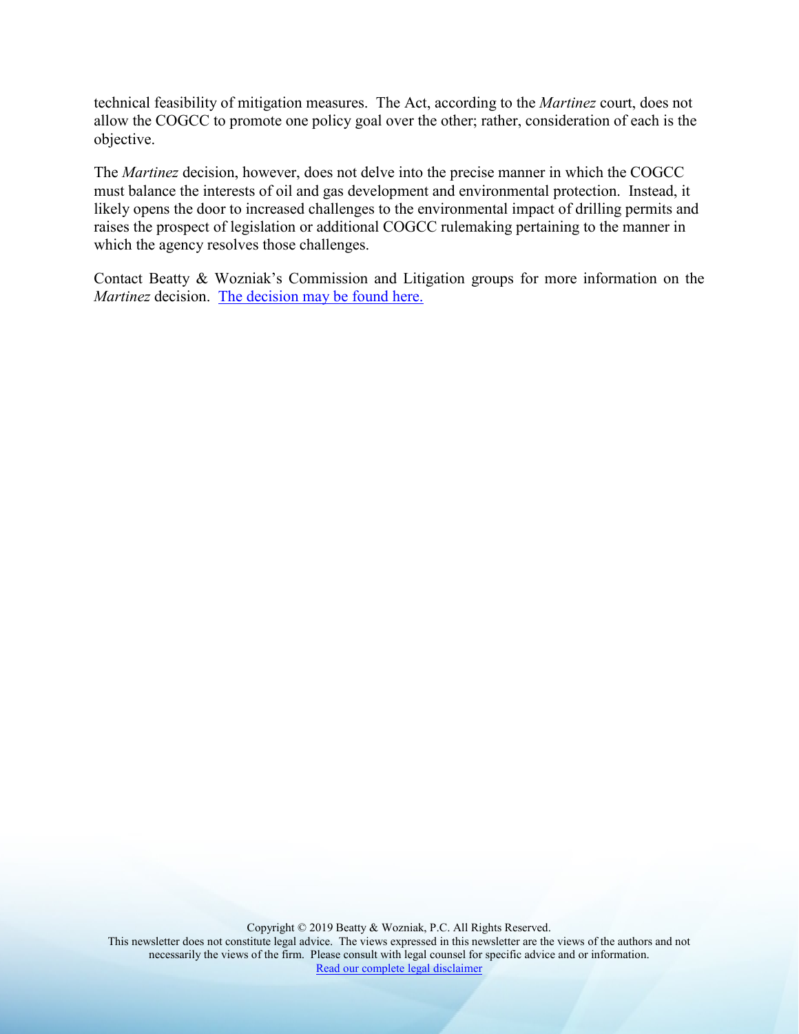technical feasibility of mitigation measures. The Act, according to the *Martinez* court, does not allow the COGCC to promote one policy goal over the other; rather, consideration of each is the objective.

The *Martinez* decision, however, does not delve into the precise manner in which the COGCC must balance the interests of oil and gas development and environmental protection. Instead, it likely opens the door to increased challenges to the environmental impact of drilling permits and raises the prospect of legislation or additional COGCC rulemaking pertaining to the manner in which the agency resolves those challenges.

Contact Beatty & Wozniak's Commission and Litigation groups for more information on the *Martinez* decision. The decision may be found here.

Copyright © 2019 Beatty & Wozniak, P.C. All Rights Reserved.
This newsletter does not constitute legal advice. The views expressed in this newsletter are the views of the authors and not necessarily the views of the firm. Please consult with legal counsel for specific advice and or information.
Read our complete legal disclaimer